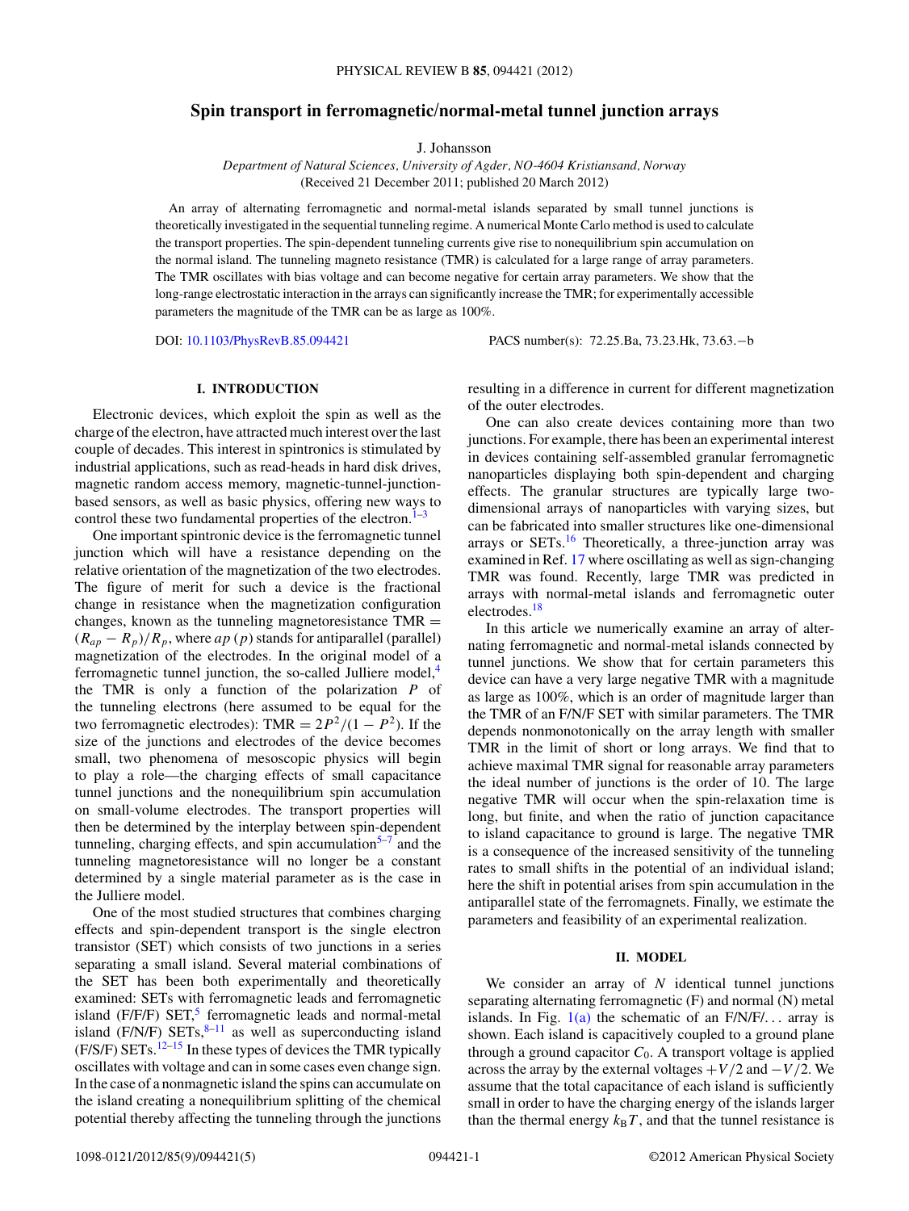# Spin transport in ferromagnetic/normal-metal tunnel junction arrays

J. Johansson

*Department of Natural Sciences, University of Agder, NO-4604 Kristiansand, Norway*
(Received 21 December 2011; published 20 March 2012)

An array of alternating ferromagnetic and normal-metal islands separated by small tunnel junctions is theoretically investigated in the sequential tunneling regime. A numerical Monte Carlo method is used to calculate the transport properties. The spin-dependent tunneling currents give rise to nonequilibrium spin accumulation on the normal island. The tunneling magneto resistance (TMR) is calculated for a large range of array parameters. The TMR oscillates with bias voltage and can become negative for certain array parameters. We show that the long-range electrostatic interaction in the arrays can significantly increase the TMR; for experimentally accessible parameters the magnitude of the TMR can be as large as 100%.

DOI: 10.1103/PhysRevB.85.094421

PACS number(s): 72.25.Ba, 73.23.Hk, 73.63.−b

## I. INTRODUCTION

Electronic devices, which exploit the spin as well as the charge of the electron, have attracted much interest over the last couple of decades. This interest in spintronics is stimulated by industrial applications, such as read-heads in hard disk drives, magnetic random access memory, magnetic-tunnel-junction-based sensors, as well as basic physics, offering new ways to control these two fundamental properties of the electron.[1–3]

One important spintronic device is the ferromagnetic tunnel junction which will have a resistance depending on the relative orientation of the magnetization of the two electrodes. The figure of merit for such a device is the fractional change in resistance when the magnetization configuration changes, known as the tunneling magnetoresistance TMR $= (R_{ap} - R_p)/R_p$, where $ap$ ($p$) stands for antiparallel (parallel) magnetization of the electrodes. In the original model of a ferromagnetic tunnel junction, the so-called Julliere model,[4] the TMR is only a function of the polarization $P$ of the tunneling electrons (here assumed to be equal for the two ferromagnetic electrodes): TMR $= 2P^2/(1 - P^2)$. If the size of the junctions and electrodes of the device becomes small, two phenomena of mesoscopic physics will begin to play a role—the charging effects of small capacitance tunnel junctions and the nonequilibrium spin accumulation on small-volume electrodes. The transport properties will then be determined by the interplay between spin-dependent tunneling, charging effects, and spin accumulation[5–7] and the tunneling magnetoresistance will no longer be a constant determined by a single material parameter as is the case in the Julliere model.

One of the most studied structures that combines charging effects and spin-dependent transport is the single electron transistor (SET) which consists of two junctions in a series separating a small island. Several material combinations of the SET has been both experimentally and theoretically examined: SETs with ferromagnetic leads and ferromagnetic island (F/F/F) SET,[5] ferromagnetic leads and normal-metal island (F/N/F) SETs,[8–11] as well as superconducting island (F/S/F) SETs.[12–15] In these types of devices the TMR typically oscillates with voltage and can in some cases even change sign. In the case of a nonmagnetic island the spins can accumulate on the island creating a nonequilibrium splitting of the chemical potential thereby affecting the tunneling through the junctions resulting in a difference in current for different magnetization of the outer electrodes.

One can also create devices containing more than two junctions. For example, there has been an experimental interest in devices containing self-assembled granular ferromagnetic nanoparticles displaying both spin-dependent and charging effects. The granular structures are typically large two-dimensional arrays of nanoparticles with varying sizes, but can be fabricated into smaller structures like one-dimensional arrays or SETs.[16] Theoretically, a three-junction array was examined in Ref. 17 where oscillating as well as sign-changing TMR was found. Recently, large TMR was predicted in arrays with normal-metal islands and ferromagnetic outer electrodes.[18]

In this article we numerically examine an array of alternating ferromagnetic and normal-metal islands connected by tunnel junctions. We show that for certain parameters this device can have a very large negative TMR with a magnitude as large as 100%, which is an order of magnitude larger than the TMR of an F/N/F SET with similar parameters. The TMR depends nonmonotonically on the array length with smaller TMR in the limit of short or long arrays. We find that to achieve maximal TMR signal for reasonable array parameters the ideal number of junctions is the order of 10. The large negative TMR will occur when the spin-relaxation time is long, but finite, and when the ratio of junction capacitance to island capacitance to ground is large. The negative TMR is a consequence of the increased sensitivity of the tunneling rates to small shifts in the potential of an individual island; here the shift in potential arises from spin accumulation in the antiparallel state of the ferromagnets. Finally, we estimate the parameters and feasibility of an experimental realization.

## II. MODEL

We consider an array of $N$ identical tunnel junctions separating alternating ferromagnetic (F) and normal (N) metal islands. In Fig. 1(a) the schematic of an F/N/F/... array is shown. Each island is capacitively coupled to a ground plane through a ground capacitor $C_0$. A transport voltage is applied across the array by the external voltages $+V/2$ and $-V/2$. We assume that the total capacitance of each island is sufficiently small in order to have the charging energy of the islands larger than the thermal energy $k_B T$, and that the tunnel resistance is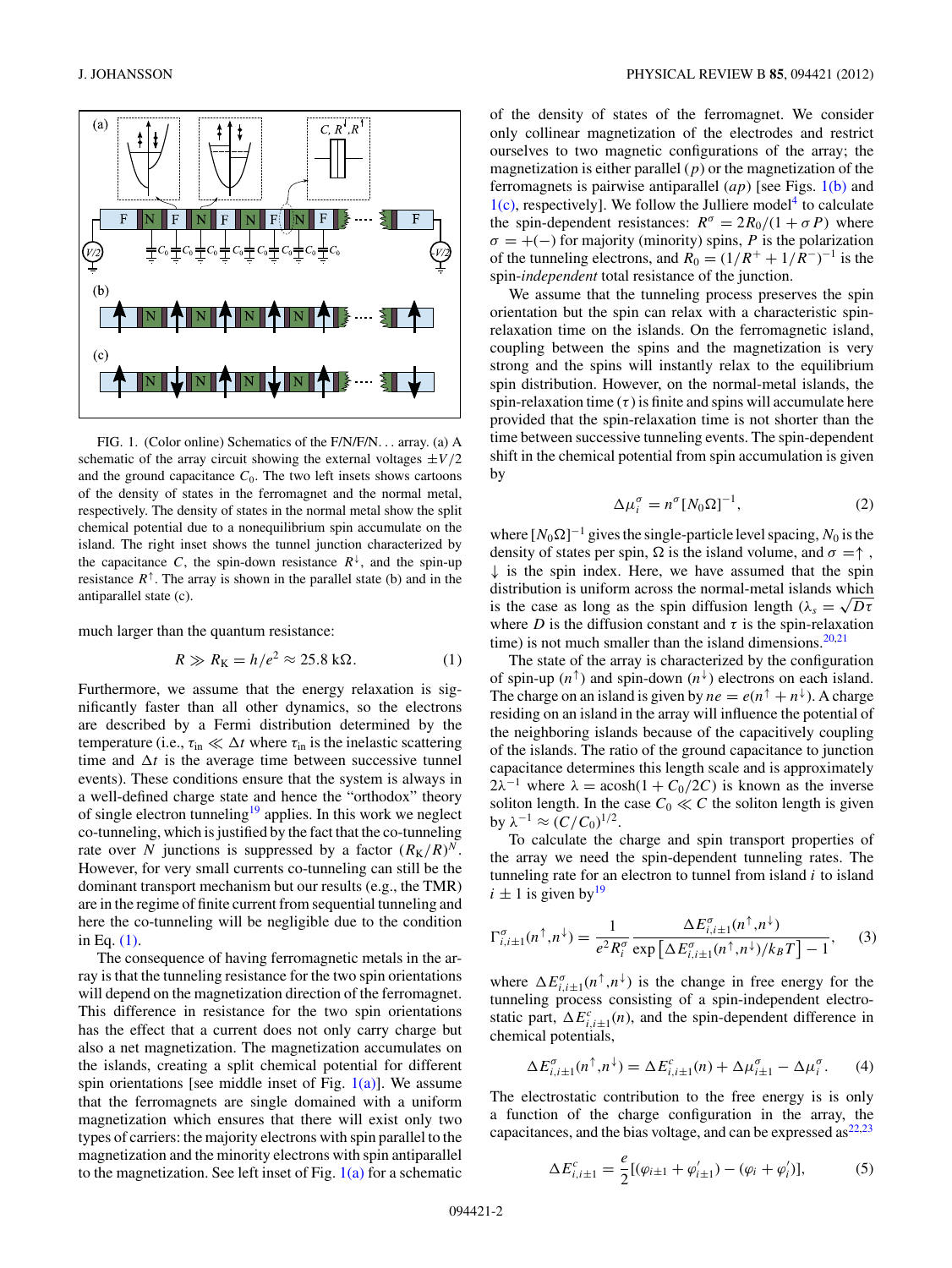FIG. 1. (Color online) Schematics of the F/N/F/N... array. (a) A schematic of the array circuit showing the external voltages $\pm V/2$ and the ground capacitance $C_0$. The two left insets show cartoons of the density of states in the ferromagnet and the normal metal, respectively. The density of states in the normal metal show the split chemical potential due to a nonequilibrium spin accumulate on the island. The right inset shows the tunnel junction characterized by the capacitance $C$, the spin-down resistance $R^{\downarrow}$, and the spin-up resistance $R^{\uparrow}$. The array is shown in the parallel state (b) and in the antiparallel state (c).

much larger than the quantum resistance:

$$R \gg R_K = h/e^2 \approx 25.8\ \text{k}\Omega. \tag{1}$$

Furthermore, we assume that the energy relaxation is significantly faster than all other dynamics, so the electrons are described by a Fermi distribution determined by the temperature (i.e., $\tau_{in} \ll \Delta t$ where $\tau_{in}$ is the inelastic scattering time and $\Delta t$ is the average time between successive tunnel events). These conditions ensure that the system is always in a well-defined charge state and hence the "orthodox" theory of single electron tunneling[19] applies. In this work we neglect co-tunneling, which is justified by the fact that the co-tunneling rate over $N$ junctions is suppressed by a factor $(R_K/R)^N$. However, for very small currents co-tunneling can still be the dominant transport mechanism but our results (e.g., the TMR) are in the regime of finite current from sequential tunneling and here the co-tunneling will be negligible due to the condition in Eq. (1).

The consequence of having ferromagnetic metals in the array is that the tunneling resistance for the two spin orientations will depend on the magnetization direction of the ferromagnets. This difference in resistance for the two spin orientations has the effect that a current does not only carry charge but also a net magnetization. The magnetization accumulates on the islands, creating a split chemical potential for different spin orientations [see middle inset of Fig. 1(a)]. We assume that the ferromagnets are single domained with a uniform magnetization which ensures that there will exist only two types of carriers: the majority electrons with spin parallel to the magnetization and the minority electrons with spin antiparallel to the magnetization. See left inset of Fig. 1(a) for a schematic of the density of states of the ferromagnet. We consider only collinear magnetization of the electrodes and restrict ourselves to two magnetic configurations of the array; the magnetization is either parallel ($p$) or the magnetization of the ferromagnets is pairwise antiparallel ($ap$) [see Figs. 1(b) and 1(c), respectively]. We follow the Julliere model[4] to calculate the spin-dependent resistances: $R^{\sigma} = 2R_0/(1 + \sigma P)$ where $\sigma = +(-)$ for majority (minority) spins, $P$ is the polarization of the tunneling electrons, and $R_0 = (1/R^+ + 1/R^-)^{-1}$ is the spin-*independent* total resistance of the junction.

We assume that the tunneling process preserves the spin orientation but the spin can relax with a characteristic spin-relaxation time on the islands. On the ferromagnetic island, coupling between the spins and the magnetization is very strong and the spins will instantly relax to the equilibrium spin distribution. However, on the normal-metal islands, the spin-relaxation time ($\tau$) is finite and spins will accumulate here provided that the spin-relaxation time is not shorter than the time between successive tunneling events. The spin-dependent shift in the chemical potential from spin accumulation is given by

$$\Delta\mu_i^{\sigma} = n^{\sigma}[N_0\Omega]^{-1}, \tag{2}$$

where $[N_0\Omega]^{-1}$ gives the single-particle level spacing, $N_0$ is the density of states per spin, $\Omega$ is the island volume, and $\sigma = \uparrow, \downarrow$ is the spin index. Here, we have assumed that the spin distribution is uniform across the normal-metal islands which is the case as long as the spin diffusion length ($\lambda_s = \sqrt{D\tau}$ where $D$ is the diffusion constant and $\tau$ is the spin-relaxation time) is not much smaller than the island dimensions.[20,21]

The state of the array is characterized by the configuration of spin-up ($n^{\uparrow}$) and spin-down ($n^{\downarrow}$) electrons on each island. The charge on an island is given by $ne = e(n^{\uparrow} + n^{\downarrow})$. A charge residing on an island in the array will influence the potential of the neighboring islands because of the capacitively coupling of the islands. The ratio of the ground capacitance to junction capacitance determines this length scale and is approximately $2\lambda^{-1}$ where $\lambda = \text{acosh}(1 + C_0/2C)$ is known as the inverse soliton length. In the case $C_0 \ll C$ the soliton length is given by $\lambda^{-1} \approx (C/C_0)^{1/2}$.

To calculate the charge and spin transport properties of the array we need the spin-dependent tunneling rates. The tunneling rate for an electron to tunnel from island $i$ to island $i \pm 1$ is given by[19]

$$\Gamma_{i,i\pm1}^{\sigma}(n^{\uparrow},n^{\downarrow}) = \frac{1}{e^2 R_i^{\sigma}} \frac{\Delta E_{i,i\pm1}^{\sigma}(n^{\uparrow},n^{\downarrow})}{\exp\left[\Delta E_{i,i\pm1}^{\sigma}(n^{\uparrow},n^{\downarrow})/k_B T\right] - 1}, \tag{3}$$

where $\Delta E_{i,i\pm1}^{\sigma}(n^{\uparrow},n^{\downarrow})$ is the change in free energy for the tunneling process consisting of a spin-independent electrostatic part, $\Delta E_{i,i\pm1}^{c}(n)$, and the spin-dependent difference in chemical potentials,

$$\Delta E_{i,i\pm1}^{\sigma}(n^{\uparrow},n^{\downarrow}) = \Delta E_{i,i\pm1}^{c}(n) + \Delta\mu_{i\pm1}^{\sigma} - \Delta\mu_i^{\sigma}. \tag{4}$$

The electrostatic contribution to the free energy is only a function of the charge configuration in the array, the capacitances, and the bias voltage, and can be expressed as[22,23]

$$\Delta E_{i,i\pm1}^{c} = \frac{e}{2}[(\varphi_{i\pm1} + \varphi_{i\pm1}') - (\varphi_i + \varphi_i')], \tag{5}$$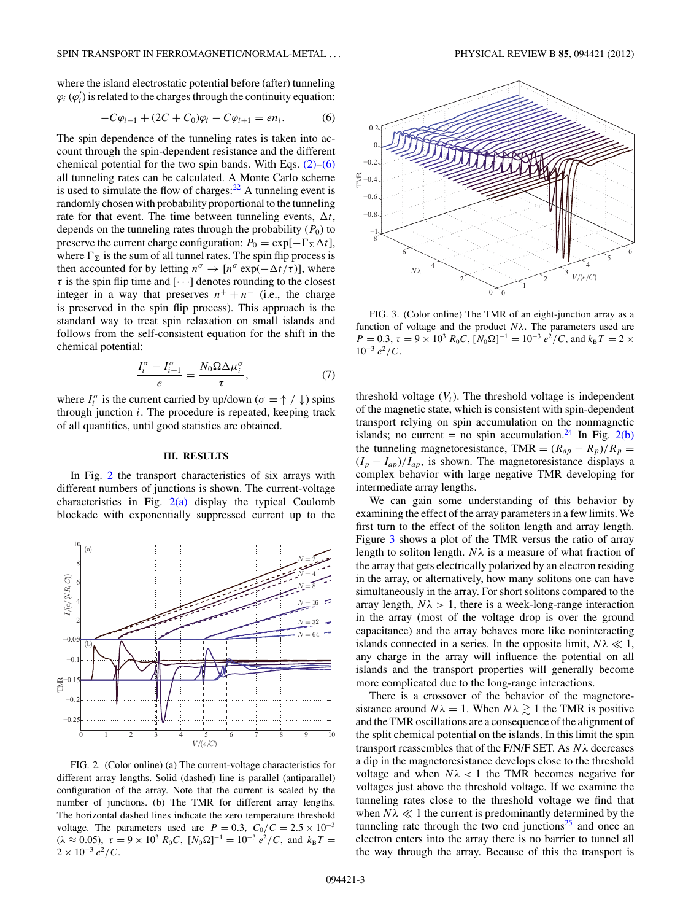where the island electrostatic potential before (after) tunneling $\varphi_i$ ($\varphi_i'$) is related to the charges through the continuity equation:

$$-C\varphi_{i-1} + (2C + C_0)\varphi_i - C\varphi_{i+1} = en_i. \quad (6)$$

The spin dependence of the tunneling rates is taken into account through the spin-dependent resistance and the different chemical potential for the two spin bands. With Eqs. (2)–(6) all tunneling rates can be calculated. A Monte Carlo scheme is used to simulate the flow of charges:[22] A tunneling event is randomly chosen with probability proportional to the tunneling rate for that event. The time between tunneling events, $\Delta t$, depends on the tunneling rates through the probability ($P_0$) to preserve the current charge configuration: $P_0 = \exp[-\Gamma_\Sigma \Delta t]$, where $\Gamma_\Sigma$ is the sum of all tunnel rates. The spin flip process is then accounted for by letting $n^\sigma \rightarrow [n^\sigma \exp(-\Delta t/\tau)]$, where $\tau$ is the spin flip time and $[\cdots]$ denotes rounding to the closest integer in a way that preserves $n^+ + n^-$ (i.e., the charge is preserved in the spin flip process). This approach is the standard way to treat spin relaxation on small islands and follows from the self-consistent equation for the shift in the chemical potential:

$$\frac{I_i^\sigma - I_{i+1}^\sigma}{e} = \frac{N_0\Omega\Delta\mu_i^\sigma}{\tau}, \quad (7)$$

where $I_i^\sigma$ is the current carried by up/down ($\sigma = \uparrow / \downarrow$) spins through junction $i$. The procedure is repeated, keeping track of all quantities, until good statistics are obtained.

## III. RESULTS

In Fig. 2 the transport characteristics of six arrays with different numbers of junctions is shown. The current-voltage characteristics in Fig. 2(a) display the typical Coulomb blockade with exponentially suppressed current up to the threshold voltage ($V_t$). The threshold voltage is independent of the magnetic state, which is consistent with spin-dependent transport relying on spin accumulation on the nonmagnetic islands; no current = no spin accumulation.[24] In Fig. 2(b) the tunneling magnetoresistance, TMR $= (R_{ap} - R_p)/R_p = (I_p - I_{ap})/I_{ap}$, is shown. The magnetoresistance displays a complex behavior with large negative TMR developing for intermediate array lengths.

FIG. 2. (Color online) (a) The current-voltage characteristics for different array lengths. Solid (dashed) line is parallel (antiparallel) configuration of the array. Note that the current is scaled by the number of junctions. (b) The TMR for different array lengths. The horizontal dashed lines indicate the zero temperature threshold voltage. The parameters used are $P = 0.3$, $C_0/C = 2.5 \times 10^{-3}$ ($\lambda \approx 0.05$), $\tau = 9 \times 10^3\ R_0C$, $[N_0\Omega]^{-1} = 10^{-3}\ e^2/C$, and $k_BT = 2 \times 10^{-3}\ e^2/C$.

FIG. 3. (Color online) The TMR of an eight-junction array as a function of voltage and the product $N\lambda$. The parameters used are $P = 0.3$, $\tau = 9 \times 10^3\ R_0C$, $[N_0\Omega]^{-1} = 10^{-3}\ e^2/C$, and $k_BT = 2 \times 10^{-3}\ e^2/C$.

We can gain some understanding of this behavior by examining the effect of the array parameters in a few limits. We first turn to the effect of the soliton length and array length. Figure 3 shows a plot of the TMR versus the ratio of array length to soliton length. $N\lambda$ is a measure of what fraction of the array that gets electrically polarized by an electron residing in the array, or alternatively, how many solitons one can have simultaneously in the array. For short solitons compared to the array length, $N\lambda > 1$, there is a week-long-range interaction in the array (most of the voltage drop is over the ground capacitance) and the array behaves more like noninteracting islands connected in a series. In the opposite limit, $N\lambda \ll 1$, any charge in the array will influence the potential on all islands and the transport properties will generally become more complicated due to the long-range interactions.

There is a crossover of the behavior of the magnetoresistance around $N\lambda = 1$. When $N\lambda \gtrsim 1$ the TMR is positive and the TMR oscillations are a consequence of the alignment of the split chemical potential on the islands. In this limit the spin transport reassembles that of the F/N/F SET. As $N\lambda$ decreases a dip in the magnetoresistance develops close to the threshold voltage and when $N\lambda < 1$ the TMR becomes negative for voltages just above the threshold voltage. If we examine the tunneling rates close to the threshold voltage we find that when $N\lambda \ll 1$ the current is predominantly determined by the tunneling rate through the two end junctions[25] and once an electron enters into the array there is no barrier to tunnel all the way through the array. Because of this the transport is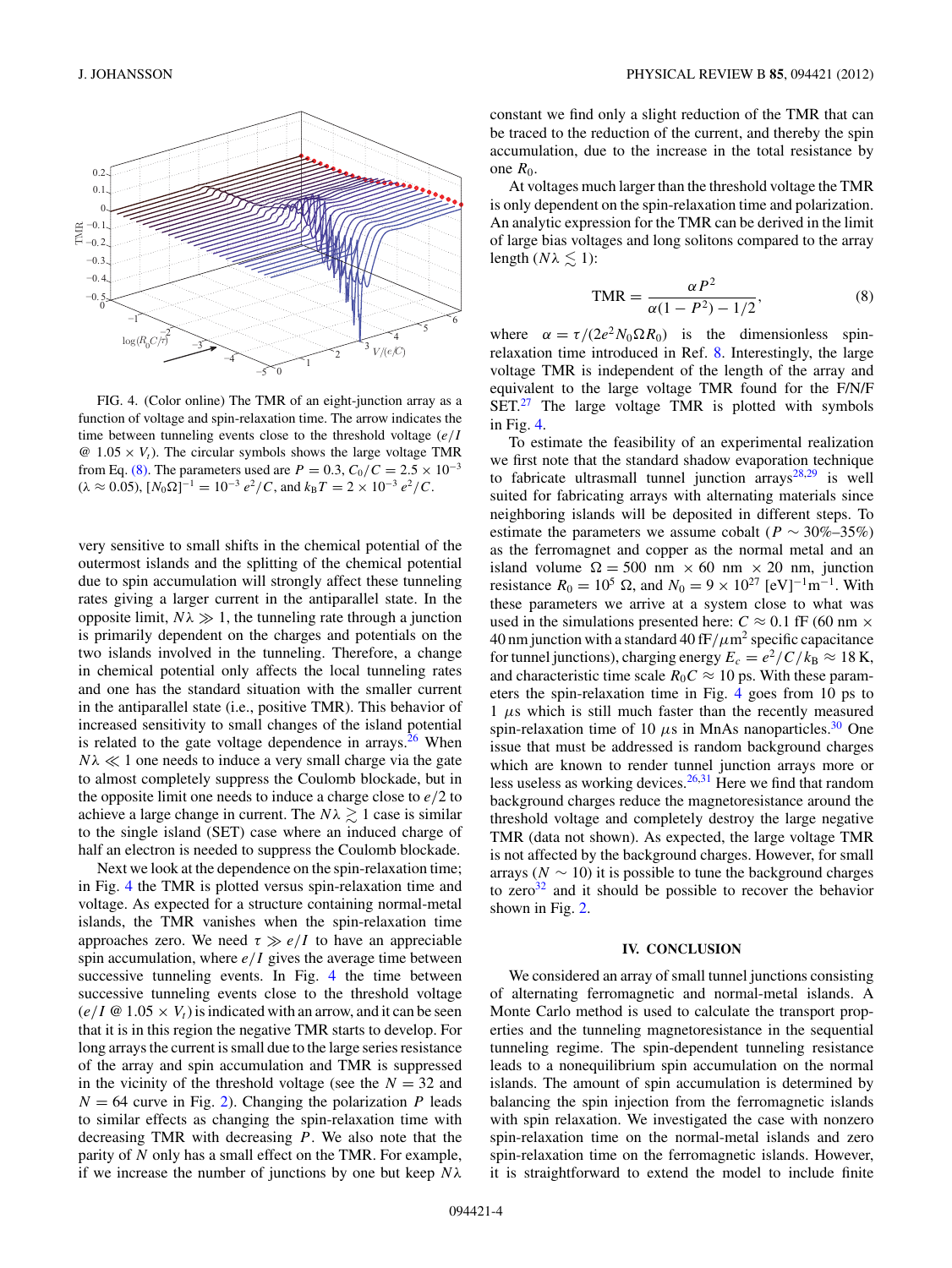FIG. 4. (Color online) The TMR of an eight-junction array as a function of voltage and spin-relaxation time. The arrow indicates the time between tunneling events close to the threshold voltage ($e/I$ @ $1.05 \times V_t$). The circular symbols shows the large voltage TMR from Eq. (8). The parameters used are $P = 0.3$, $C_0/C = 2.5 \times 10^{-3}$ ($\lambda \approx 0.05$), $[N_0\Omega]^{-1} = 10^{-3}\, e^2/C$, and $k_B T = 2 \times 10^{-3}\, e^2/C$.

very sensitive to small shifts in the chemical potential of the outermost islands and the splitting of the chemical potential due to spin accumulation will strongly affect these tunneling rates giving a larger current in the antiparallel state. In the opposite limit, $N\lambda \gg 1$, the tunneling rate through a junction is primarily dependent on the charges and potentials on the two islands involved in the tunneling. Therefore, a change in chemical potential only affects the local tunneling rates and one has the standard situation with the smaller current in the antiparallel state (i.e., positive TMR). This behavior of increased sensitivity to small changes of the island potential is related to the gate voltage dependence in arrays.[26] When $N\lambda \ll 1$ one needs to induce a very small charge via the gate to almost completely suppress the Coulomb blockade, but in the opposite limit one needs to induce a charge close to $e/2$ to achieve a large change in current. The $N\lambda \gtrsim 1$ case is similar to the single island (SET) case where an induced charge of half an electron is needed to suppress the Coulomb blockade.

Next we look at the dependence on the spin-relaxation time; in Fig. 4 the TMR is plotted versus spin-relaxation time and voltage. As expected for a structure containing normal-metal islands, the TMR vanishes when the spin-relaxation time approaches zero. We need $\tau \gg e/I$ to have an appreciable spin accumulation, where $e/I$ gives the average time between successive tunneling events. In Fig. 4 the time between successive tunneling events close to the threshold voltage ($e/I$ @ $1.05 \times V_t$) is indicated with an arrow, and it can be seen that it is in this region the negative TMR starts to develop. For long arrays the current is small due to the large series resistance of the array and spin accumulation and TMR is suppressed in the vicinity of the threshold voltage (see the $N = 32$ and $N = 64$ curve in Fig. 2). Changing the polarization $P$ leads to similar effects as changing the spin-relaxation time with decreasing TMR with decreasing $P$. We also note that the parity of $N$ only has a small effect on the TMR. For example, if we increase the number of junctions by one but keep $N\lambda$ constant we find only a slight reduction of the TMR that can be traced to the reduction of the current, and thereby the spin accumulation, due to the increase in the total resistance by one $R_0$.

At voltages much larger than the threshold voltage the TMR is only dependent on the spin-relaxation time and polarization. An analytic expression for the TMR can be derived in the limit of large bias voltages and long solitons compared to the array length ($N\lambda \lesssim 1$):

$$\text{TMR} = \frac{\alpha P^2}{\alpha(1 - P^2) - 1/2}, \tag{8}$$

where $\alpha = \tau/(2e^2 N_0 \Omega R_0)$ is the dimensionless spin-relaxation time introduced in Ref. 8. Interestingly, the large voltage TMR is independent of the length of the array and equivalent to the large voltage TMR found for the F/N/F SET.[27] The large voltage TMR is plotted with symbols in Fig. 4.

To estimate the feasibility of an experimental realization we first note that the standard shadow evaporation technique to fabricate ultrasmall tunnel junction arrays[28,29] is well suited for fabricating arrays with alternating materials since neighboring islands will be deposited in different steps. To estimate the parameters we assume cobalt ($P \sim 30\%$–$35\%$) as the ferromagnetic metal and copper as the normal metal and an island volume $\Omega = 500$ nm $\times$ 60 nm $\times$ 20 nm, junction resistance $R_0 = 10^5\ \Omega$, and $N_0 = 9 \times 10^{27}$ [eV]$^{-1}$m$^{-1}$. With these parameters we arrive at a system close to what was used in the simulations presented here: $C \approx 0.1$ fF (60 nm $\times$ 40 nm junction with a standard 40 fF/$\mu$m$^2$ specific capacitance for tunnel junctions), charging energy $E_c = e^2/C/k_B \approx 18$ K, and characteristic time scale $R_0 C \approx 10$ ps. With these parameters the spin-relaxation time in Fig. 4 goes from 10 ps to 1 $\mu$s which is still much faster than the recently measured spin-relaxation time of 10 $\mu$s in MnAs nanoparticles.[30] One issue that must be addressed is random background charges which are known to render tunnel junction arrays more or less useless as working devices.[26,31] Here we find that random background charges reduce the magnetoresistance around the threshold voltage and completely destroy the large negative TMR (data not shown). As expected, the large voltage TMR is not affected by the background charges. However, for small arrays ($N \sim 10$) it is possible to tune the background charges to zero[32] and it should be possible to recover the behavior shown in Fig. 2.

## IV. CONCLUSION

We considered an array of small tunnel junctions consisting of alternating ferromagnetic and normal-metal islands. A Monte Carlo method is used to calculate the transport properties and the tunneling magnetoresistance in the sequential tunneling regime. The spin-dependent tunneling resistance leads to a nonequilibrium spin accumulation on the normal islands. The amount of spin accumulation is determined by balancing the spin injection from the ferromagnetic islands with spin relaxation. We investigated the case with nonzero spin-relaxation time on the normal-metal islands and zero spin-relaxation time on the ferromagnetic islands. However, it is straightforward to extend the model to include finite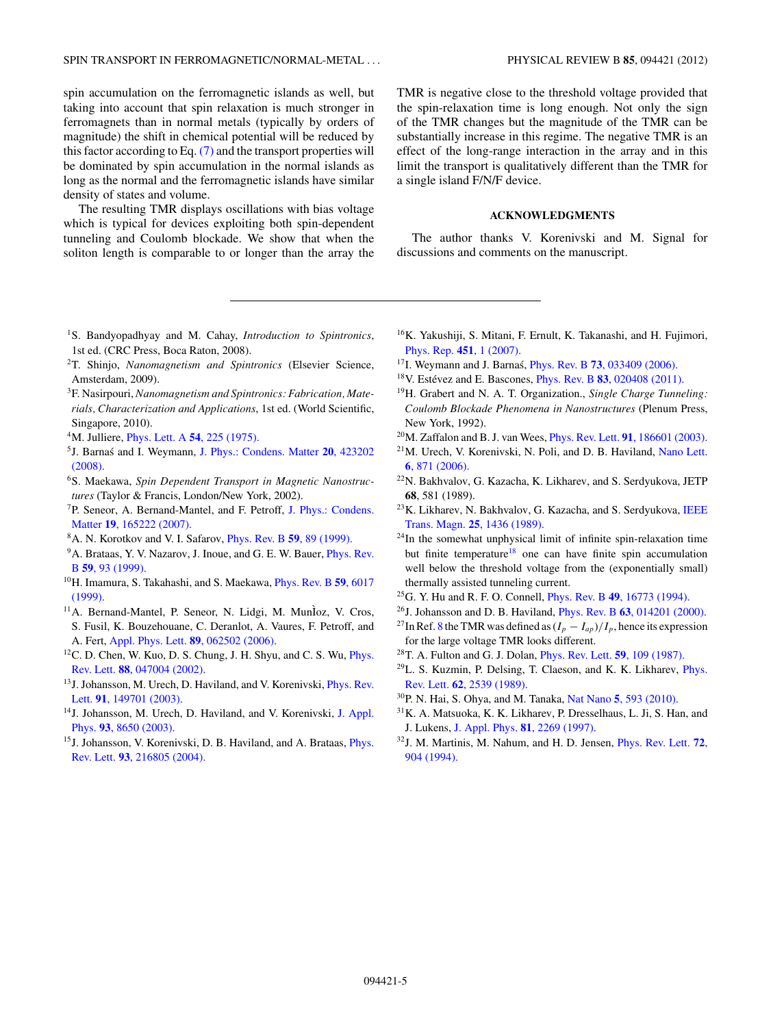spin accumulation on the ferromagnetic islands as well, but taking into account that spin relaxation is much stronger in ferromagnets than in normal metals (typically by orders of magnitude) the shift in chemical potential will be reduced by this factor according to Eq. (7) and the transport properties will be dominated by spin accumulation in the normal islands as long as the normal and the ferromagnetic islands have similar density of states and volume.

The resulting TMR displays oscillations with bias voltage which is typical for devices exploiting both spin-dependent tunneling and Coulomb blockade. We show that when the soliton length is comparable to or longer than the array the TMR is negative close to the threshold voltage provided that the spin-relaxation time is long enough. Not only the sign of the TMR changes but the magnitude of the TMR can be substantially increase in this regime. The negative TMR is an effect of the long-range interaction in the array and in this limit the transport is qualitatively different than the TMR for a single island F/N/F device.

## ACKNOWLEDGMENTS

The author thanks V. Korenivski and M. Signal for discussions and comments on the manuscript.

---

[1] S. Bandyopadhyay and M. Cahay, *Introduction to Spintronics*, 1st ed. (CRC Press, Boca Raton, 2008).

[2] T. Shinjo, *Nanomagnetism and Spintronics* (Elsevier Science, Amsterdam, 2009).

[3] F. Nasirpouri, *Nanomagnetism and Spintronics: Fabrication, Materials, Characterization and Applications*, 1st ed. (World Scientific, Singapore, 2010).

[4] M. Julliere, Phys. Lett. A **54**, 225 (1975).

[5] J. Barnaś and I. Weymann, J. Phys.: Condens. Matter **20**, 423202 (2008).

[6] S. Maekawa, *Spin Dependent Transport in Magnetic Nanostructures* (Taylor & Francis, London/New York, 2002).

[7] P. Seneor, A. Bernand-Mantel, and F. Petroff, J. Phys.: Condens. Matter **19**, 165222 (2007).

[8] A. N. Korotkov and V. I. Safarov, Phys. Rev. B **59**, 89 (1999).

[9] A. Brataas, Y. V. Nazarov, J. Inoue, and G. E. W. Bauer, Phys. Rev. B **59**, 93 (1999).

[10] H. Imamura, S. Takahashi, and S. Maekawa, Phys. Rev. B **59**, 6017 (1999).

[11] A. Bernand-Mantel, P. Seneor, N. Lidgi, M. MunÌoz, V. Cros, S. Fusil, K. Bouzehouane, C. Deranlot, A. Vaures, F. Petroff, and A. Fert, Appl. Phys. Lett. **89**, 062502 (2006).

[12] C. D. Chen, W. Kuo, D. S. Chung, J. H. Shyu, and C. S. Wu, Phys. Rev. Lett. **88**, 047004 (2002).

[13] J. Johansson, M. Urech, D. Haviland, and V. Korenivski, Phys. Rev. Lett. **91**, 149701 (2003).

[14] J. Johansson, M. Urech, D. Haviland, and V. Korenivski, J. Appl. Phys. **93**, 8650 (2003).

[15] J. Johansson, V. Korenivski, D. B. Haviland, and A. Brataas, Phys. Rev. Lett. **93**, 216805 (2004).

[16] K. Yakushiji, S. Mitani, F. Ernult, K. Takanashi, and H. Fujimori, Phys. Rep. **451**, 1 (2007).

[17] I. Weymann and J. Barnaś, Phys. Rev. B **73**, 033409 (2006).

[18] V. Estévez and E. Bascones, Phys. Rev. B **83**, 020408 (2011).

[19] H. Grabert and N. A. T. Organization., *Single Charge Tunneling: Coulomb Blockade Phenomena in Nanostructures* (Plenum Press, New York, 1992).

[20] M. Zaffalon and B. J. van Wees, Phys. Rev. Lett. **91**, 186601 (2003).

[21] M. Urech, V. Korenivski, N. Poli, and D. B. Haviland, Nano Lett. **6**, 871 (2006).

[22] N. Bakhvalov, G. Kazacha, K. Likharev, and S. Serdyukova, JETP **68**, 581 (1989).

[23] K. Likharev, N. Bakhvalov, G. Kazacha, and S. Serdyukova, IEEE Trans. Magn. **25**, 1436 (1989).

[24] In the somewhat unphysical limit of infinite spin-relaxation time but finite temperature[18] one can have finite spin accumulation well below the threshold voltage from the (exponentially small) thermally assisted tunneling current.

[25] G. Y. Hu and R. F. O. Connell, Phys. Rev. B **49**, 16773 (1994).

[26] J. Johansson and D. B. Haviland, Phys. Rev. B **63**, 014201 (2000).

[27] In Ref. 8 the TMR was defined as $(I_p - I_{ap})/I_p$, hence its expression for the large voltage TMR looks different.

[28] T. A. Fulton and G. J. Dolan, Phys. Rev. Lett. **59**, 109 (1987).

[29] L. S. Kuzmin, P. Delsing, T. Claeson, and K. K. Likharev, Phys. Rev. Lett. **62**, 2539 (1989).

[30] P. N. Hai, S. Ohya, and M. Tanaka, Nat Nano **5**, 593 (2010).

[31] K. A. Matsuoka, K. K. Likharev, P. Dresselhaus, L. Ji, S. Han, and J. Lukens, J. Appl. Phys. **81**, 2269 (1997).

[32] J. M. Martinis, M. Nahum, and H. D. Jensen, Phys. Rev. Lett. **72**, 904 (1994).